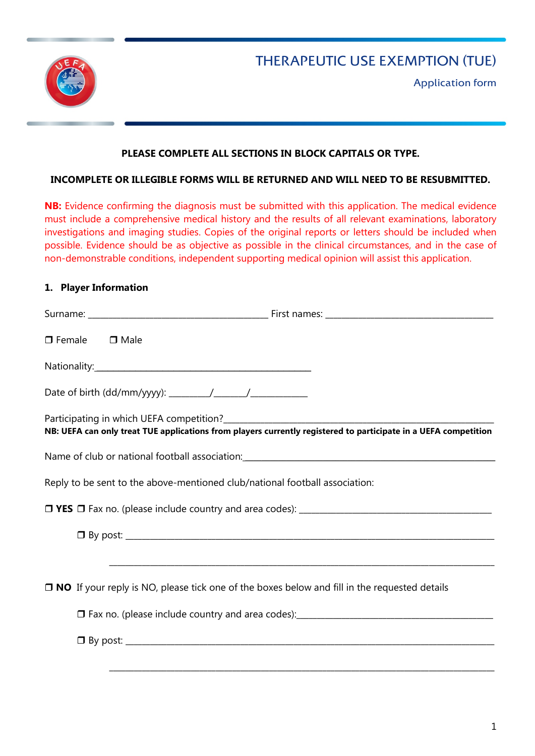# THERAPEUTIC USE EXEMPTION (TUE)

## Application form

**PLEASE COMPLETE ALL SECTIONS IN BLOCK CAPITALS OR TYPE.**

**INCOMPLETE OR ILLEGIBLE FORMS WILL BE RETURNED AND WILL NEED TO BE RESUBMITTED.**

**NB:** Evidence confirming the diagnosis must be submitted with this application. The medical evidence must include a comprehensive medical history and the results of all relevant examinations, laboratory investigations and imaging studies. Copies of the original reports or letters should be included when possible. Evidence should be as objective as possible in the clinical circumstances, and in the case of non-demonstrable conditions, independent supporting medical opinion will assist this application.

### 1. Player Information

Surname: ________________________________________ First names: ______________________________________

❐ Female ❐ Male

Nationality:_________________________________________________

Date of birth (dd/mm/yyyy): _________/_______/____________

Participating in which UEFA competition?______________________________________________________________

**NB: UEFA can only treat TUE applications from players currently registered to participate in a UEFA competition**

Name of club or national football association:_____________________________________________________

Reply to be sent to the above-mentioned club/national football association:

❐ **YES** ❐ Fax no. (please include country and area codes): ________________________________________

❐ By post: ____________________________________________________________________________

______________________________________________________________________________________

❐ **NO** If your reply is NO, please tick one of the boxes below and fill in the requested details

❐ Fax no. (please include country and area codes):_________________________________________

❐ By post: ____________________________________________________________________________

______________________________________________________________________________________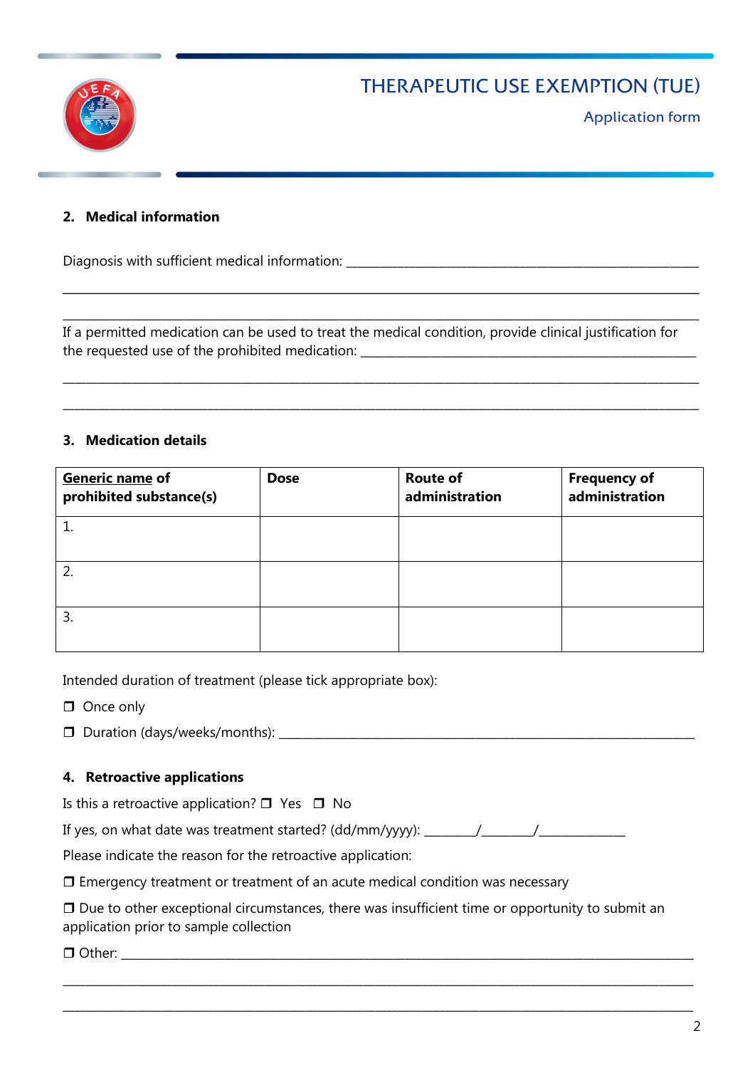# THERAPEUTIC USE EXEMPTION (TUE)

Application form

## 2. Medical information

Diagnosis with sufficient medical information: ___________________________________________________

___________________________________________________________________________________

___________________________________________________________________________________

If a permitted medication can be used to treat the medical condition, provide clinical justification for the requested use of the prohibited medication: ___________________________________________

___________________________________________________________________________________

___________________________________________________________________________________

## 3. Medication details

| **Generic name of prohibited substance(s)** | **Dose** | **Route of administration** | **Frequency of administration** |
|---|---|---|---|
| 1. | | | |
| 2. | | | |
| 3. | | | |

Intended duration of treatment (please tick appropriate box):

❒ Once only

❒ Duration (days/weeks/months): _____________________________________________________

## 4. Retroactive applications

Is this a retroactive application? ❒ Yes ❒ No

If yes, on what date was treatment started? (dd/mm/yyyy): ________/________/_____________

Please indicate the reason for the retroactive application:

❒ Emergency treatment or treatment of an acute medical condition was necessary

❒ Due to other exceptional circumstances, there was insufficient time or opportunity to submit an application prior to sample collection

❒ Other: _________________________________________________________________________

___________________________________________________________________________________

___________________________________________________________________________________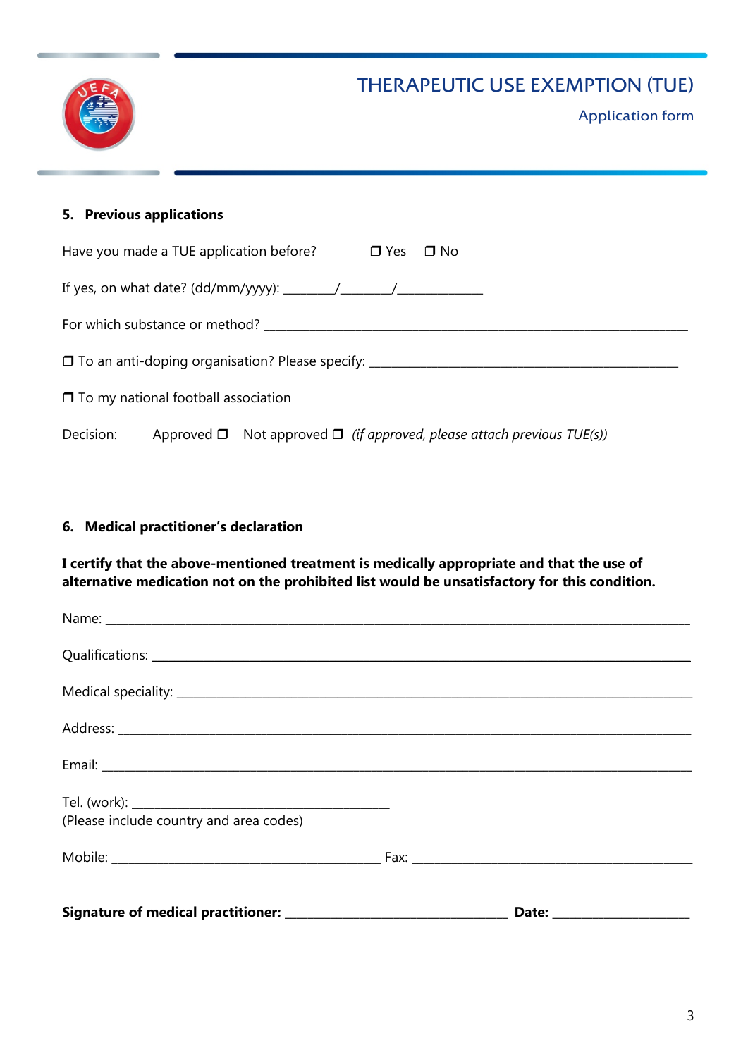# THERAPEUTIC USE EXEMPTION (TUE)

## Application form

### 5. Previous applications

Have you made a TUE application before? ❒ Yes ❒ No

If yes, on what date? (dd/mm/yyyy): ________/________/_____________

For which substance or method? ______________________________________________________________________

❒ To an anti-doping organisation? Please specify: ___________________________________________________

❒ To my national football association

Decision: Approved ❒ Not approved ❒ *(if approved, please attach previous TUE(s))*

### 6. Medical practitioner's declaration

**I certify that the above-mentioned treatment is medically appropriate and that the use of alternative medication not on the prohibited list would be unsatisfactory for this condition.**

Name: ______________________________________________________________________________________

Qualifications: ______________________________________________________________________________

Medical speciality: ___________________________________________________________________________

Address: ___________________________________________________________________________________

Email: _____________________________________________________________________________________

Tel. (work): __________________________________________
(Please include country and area codes)

Mobile: ____________________________________________ Fax: ______________________________________________

**Signature of medical practitioner:** ____________________________________ **Date:** ______________________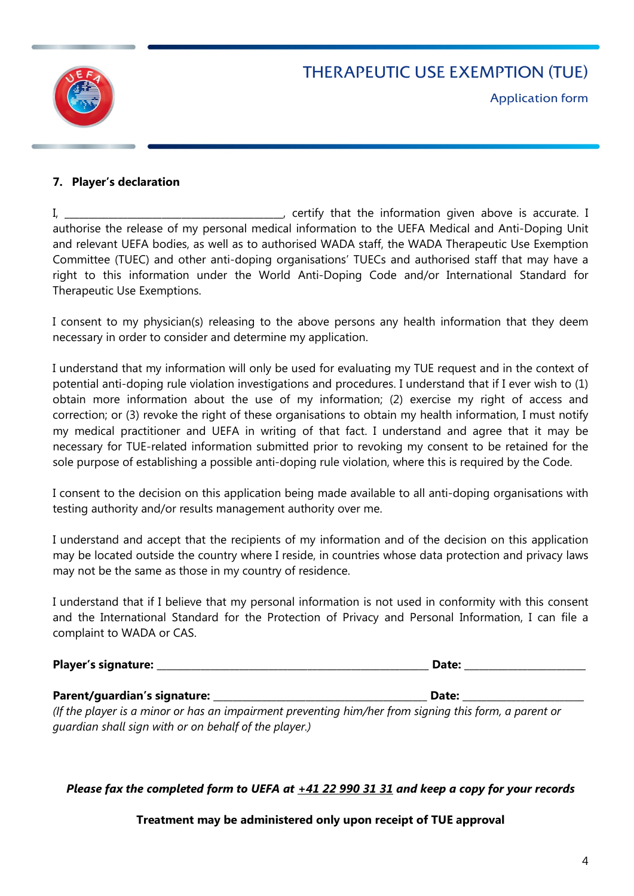## 7. Player's declaration

I, ____________________________________________, certify that the information given above is accurate. I authorise the release of my personal medical information to the UEFA Medical and Anti-Doping Unit and relevant UEFA bodies, as well as to authorised WADA staff, the WADA Therapeutic Use Exemption Committee (TUEC) and other anti-doping organisations' TUECs and authorised staff that may have a right to this information under the World Anti-Doping Code and/or International Standard for Therapeutic Use Exemptions.

I consent to my physician(s) releasing to the above persons any health information that they deem necessary in order to consider and determine my application.

I understand that my information will only be used for evaluating my TUE request and in the context of potential anti-doping rule violation investigations and procedures. I understand that if I ever wish to (1) obtain more information about the use of my information; (2) exercise my right of access and correction; or (3) revoke the right of these organisations to obtain my health information, I must notify my medical practitioner and UEFA in writing of that fact. I understand and agree that it may be necessary for TUE-related information submitted prior to revoking my consent to be retained for the sole purpose of establishing a possible anti-doping rule violation, where this is required by the Code.

I consent to the decision on this application being made available to all anti-doping organisations with testing authority and/or results management authority over me.

I understand and accept that the recipients of my information and of the decision on this application may be located outside the country where I reside, in countries whose data protection and privacy laws may not be the same as those in my country of residence.

I understand that if I believe that my personal information is not used in conformity with this consent and the International Standard for the Protection of Privacy and Personal Information, I can file a complaint to WADA or CAS.

**Player's signature:** ______________________________________________________ **Date:** ________________________

**Parent/guardian's signature:** ________________________________________________ **Date:** ________________________

*(If the player is a minor or has an impairment preventing him/her from signing this form, a parent or guardian shall sign with or on behalf of the player.)*

***Please fax the completed form to UEFA at +41 22 990 31 31 and keep a copy for your records***

**Treatment may be administered only upon receipt of TUE approval**